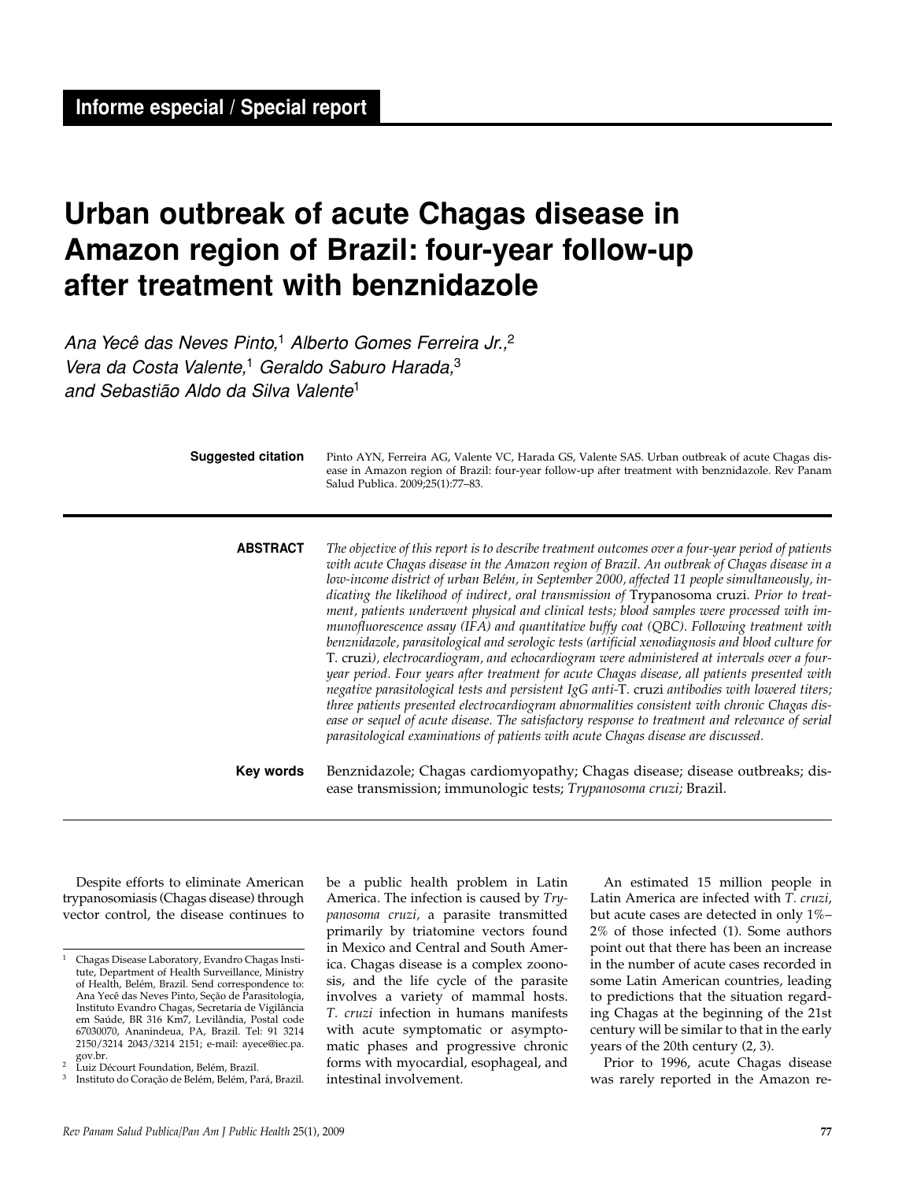**Informe especial / Special report**

# Urban outbreak of acute Chagas disease in Amazon region of Brazil: four-year follow-up after treatment with benznidazole

*Ana Yecê das Neves Pinto,[1] Alberto Gomes Ferreira Jr.,[2] Vera da Costa Valente,[1] Geraldo Saburo Harada,[3] and Sebastião Aldo da Silva Valente[1]*

**Suggested citation** Pinto AYN, Ferreira AG, Valente VC, Harada GS, Valente SAS. Urban outbreak of acute Chagas disease in Amazon region of Brazil: four-year follow-up after treatment with benznidazole. Rev Panam Salud Publica. 2009;25(1):77–83.

**ABSTRACT** *The objective of this report is to describe treatment outcomes over a four-year period of patients with acute Chagas disease in the Amazon region of Brazil. An outbreak of Chagas disease in a low-income district of urban Belém, in September 2000, affected 11 people simultaneously, indicating the likelihood of indirect, oral transmission of* Trypanosoma cruzi*. Prior to treatment, patients underwent physical and clinical tests; blood samples were processed with immunofluorescence assay (IFA) and quantitative buffy coat (QBC). Following treatment with benznidazole, parasitological and serologic tests (artificial xenodiagnosis and blood culture for* T. cruzi*), electrocardiogram, and echocardiogram were administered at intervals over a four-year period. Four years after treatment for acute Chagas disease, all patients presented with negative parasitological tests and persistent IgG anti-*T. cruzi *antibodies with lowered titers; three patients presented electrocardiogram abnormalities consistent with chronic Chagas disease or sequel of acute disease. The satisfactory response to treatment and relevance of serial parasitological examinations of patients with acute Chagas disease are discussed.*

**Key words** Benznidazole; Chagas cardiomyopathy; Chagas disease; disease outbreaks; disease transmission; immunologic tests; *Trypanosoma cruzi;* Brazil.

---

Despite efforts to eliminate American trypanosomiasis (Chagas disease) through vector control, the disease continues to be a public health problem in Latin America. The infection is caused by *Trypanosoma cruzi*, a parasite transmitted primarily by triatomine vectors found in Mexico and Central and South America. Chagas disease is a complex zoonosis, and the life cycle of the parasite involves a variety of mammal hosts. *T. cruzi* infection in humans manifests with acute symptomatic or asymptomatic phases and progressive chronic forms with myocardial, esophageal, and intestinal involvement.

An estimated 15 million people in Latin America are infected with *T. cruzi*, but acute cases are detected in only 1%–2% of those infected (1). Some authors point out that there has been an increase in the number of acute cases recorded in some Latin American countries, leading to predictions that the situation regarding Chagas at the beginning of the 21st century will be similar to that in the early years of the 20th century (2, 3).

Prior to 1996, acute Chagas disease was rarely reported in the Amazon re-

---

[1] Chagas Disease Laboratory, Evandro Chagas Institute, Department of Health Surveillance, Ministry of Health, Belém, Brazil. Send correspondence to: Ana Yecê das Neves Pinto, Seção de Parasitologia, Instituto Evandro Chagas, Secretaria de Vigilância em Saúde, BR 316 Km7, Levilândia, Postal code 67030070, Ananindeua, PA, Brazil. Tel: 91 3214 2150/3214 2043/3214 2151; e-mail: ayece@iec.pa.gov.br.

[2] Luiz Décourt Foundation, Belém, Brazil.

[3] Instituto do Coração de Belém, Belém, Pará, Brazil.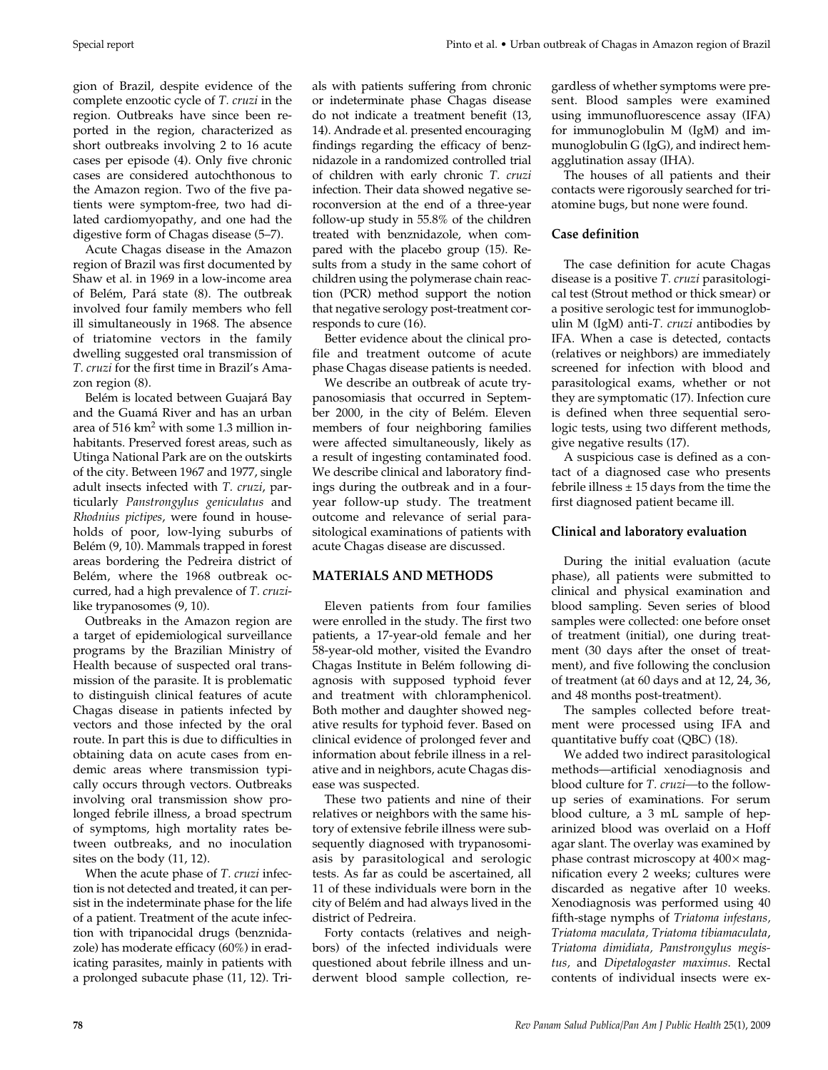gion of Brazil, despite evidence of the complete enzootic cycle of *T. cruzi* in the region. Outbreaks have since been reported in the region, characterized as short outbreaks involving 2 to 16 acute cases per episode (4). Only five chronic cases are considered autochthonous to the Amazon region. Two of the five patients were symptom-free, two had dilated cardiomyopathy, and one had the digestive form of Chagas disease (5–7).

Acute Chagas disease in the Amazon region of Brazil was first documented by Shaw et al. in 1969 in a low-income area of Belém, Pará state (8). The outbreak involved four family members who fell ill simultaneously in 1968. The absence of triatomine vectors in the family dwelling suggested oral transmission of *T. cruzi* for the first time in Brazil's Amazon region (8).

Belém is located between Guajará Bay and the Guamá River and has an urban area of 516 km$^2$ with some 1.3 million inhabitants. Preserved forest areas, such as Utinga National Park are on the outskirts of the city. Between 1967 and 1977, single adult insects infected with *T. cruzi*, particularly *Panstrongylus geniculatus* and *Rhodnius pictipes*, were found in households of poor, low-lying suburbs of Belém (9, 10). Mammals trapped in forest areas bordering the Pedreira district of Belém, where the 1968 outbreak occurred, had a high prevalence of *T. cruzi*-like trypanosomes (9, 10).

Outbreaks in the Amazon region are a target of epidemiological surveillance programs by the Brazilian Ministry of Health because of suspected oral transmission of the parasite. It is problematic to distinguish clinical features of acute Chagas disease in patients infected by vectors and those infected by the oral route. In part this is due to difficulties in obtaining data on acute cases from endemic areas where transmission typically occurs through vectors. Outbreaks involving oral transmission show prolonged febrile illness, a broad spectrum of symptoms, high mortality rates between outbreaks, and no inoculation sites on the body (11, 12).

When the acute phase of *T. cruzi* infection is not detected and treated, it can persist in the indeterminate phase for the life of a patient. Treatment of the acute infection with tripanocidal drugs (benznidazole) has moderate efficacy (60%) in eradicating parasites, mainly in patients with a prolonged subacute phase (11, 12). Trials with patients suffering from chronic or indeterminate phase Chagas disease do not indicate a treatment benefit (13, 14). Andrade et al. presented encouraging findings regarding the efficacy of benznidazole in a randomized controlled trial of children with early chronic *T. cruzi* infection. Their data showed negative seroconversion at the end of a three-year follow-up study in 55.8% of the children treated with benznidazole, when compared with the placebo group (15). Results from a study in the same cohort of children using the polymerase chain reaction (PCR) method support the notion that negative serology post-treatment corresponds to cure (16).

Better evidence about the clinical profile and treatment outcome of acute phase Chagas disease patients is needed.

We describe an outbreak of acute trypanosomiasis that occurred in September 2000, in the city of Belém. Eleven members of four neighboring families were affected simultaneously, likely as a result of ingesting contaminated food. We describe clinical and laboratory findings during the outbreak and in a four-year follow-up study. The treatment outcome and relevance of serial parasitological examinations of patients with acute Chagas disease are discussed.

## MATERIALS AND METHODS

Eleven patients from four families were enrolled in the study. The first two patients, a 17-year-old female and her 58-year-old mother, visited the Evandro Chagas Institute in Belém following diagnosis with supposed typhoid fever and treatment with chloramphenicol. Both mother and daughter showed negative results for typhoid fever. Based on clinical evidence of prolonged fever and information about febrile illness in a relative and in neighbors, acute Chagas disease was suspected.

These two patients and nine of their relatives or neighbors with the same history of extensive febrile illness were subsequently diagnosed with trypanosomiasis by parasitological and serologic tests. As far as could be ascertained, all 11 of these individuals were born in the city of Belém and had always lived in the district of Pedreira.

Forty contacts (relatives and neighbors) of the infected individuals were questioned about febrile illness and underwent blood sample collection, regardless of whether symptoms were present. Blood samples were examined using immunofluorescence assay (IFA) for immunoglobulin M (IgM) and immunoglobulin G (IgG), and indirect hemagglutination assay (IHA).

The houses of all patients and their contacts were rigorously searched for triatomine bugs, but none were found.

### Case definition

The case definition for acute Chagas disease is a positive *T. cruzi* parasitological test (Strout method or thick smear) or a positive serologic test for immunoglobulin M (IgM) anti-*T. cruzi* antibodies by IFA. When a case is detected, contacts (relatives or neighbors) are immediately screened for infection with blood and parasitological exams, whether or not they are symptomatic (17). Infection cure is defined when three sequential serologic tests, using two different methods, give negative results (17).

A suspicious case is defined as a contact of a diagnosed case who presents febrile illness ± 15 days from the time the first diagnosed patient became ill.

### Clinical and laboratory evaluation

During the initial evaluation (acute phase), all patients were submitted to clinical and physical examination and blood sampling. Seven series of blood samples were collected: one before onset of treatment (initial), one during treatment (30 days after the onset of treatment), and five following the conclusion of treatment (at 60 days and at 12, 24, 36, and 48 months post-treatment).

The samples collected before treatment were processed using IFA and quantitative buffy coat (QBC) (18).

We added two indirect parasitological methods—artificial xenodiagnosis and blood culture for *T. cruzi*—to the follow-up series of examinations. For serum blood culture, a 3 mL sample of heparinized blood was overlaid on a Hoff agar slant. The overlay was examined by phase contrast microscopy at 400× magnification every 2 weeks; cultures were discarded as negative after 10 weeks. Xenodiagnosis was performed using 40 fifth-stage nymphs of *Triatoma infestans*, *Triatoma maculata*, *Triatoma tibiamaculata*, *Triatoma dimidiata*, *Panstrongylus megistus*, and *Dipetalogaster maximus*. Rectal contents of individual insects were ex-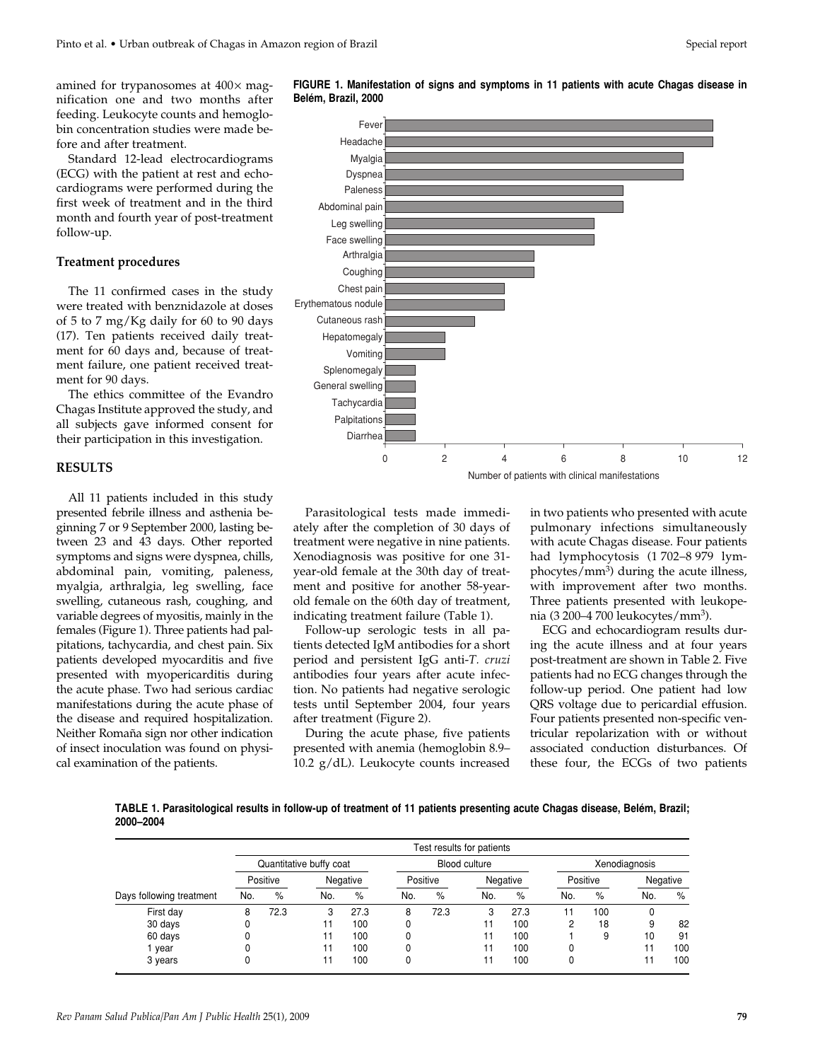amined for trypanosomes at 400× magnification one and two months after feeding. Leukocyte counts and hemoglobin concentration studies were made before and after treatment.

Standard 12-lead electrocardiograms (ECG) with the patient at rest and echocardiograms were performed during the first week of treatment and in the third month and fourth year of post-treatment follow-up.

### Treatment procedures

The 11 confirmed cases in the study were treated with benznidazole at doses of 5 to 7 mg/Kg daily for 60 to 90 days (17). Ten patients received daily treatment for 60 days and, because of treatment failure, one patient received treatment for 90 days.

The ethics committee of the Evandro Chagas Institute approved the study, and all subjects gave informed consent for their participation in this investigation.

## RESULTS

All 11 patients included in this study presented febrile illness and asthenia beginning 7 or 9 September 2000, lasting between 23 and 43 days. Other reported symptoms and signs were dyspnea, chills, abdominal pain, vomiting, paleness, myalgia, arthralgia, leg swelling, face swelling, cutaneous rash, coughing, and variable degrees of myositis, mainly in the females (Figure 1). Three patients had palpitations, tachycardia, and chest pain. Six patients developed myocarditis and five presented with myopericarditis during the acute phase. Two had serious cardiac manifestations during the acute phase of the disease and required hospitalization. Neither Romaña sign nor other indication of insect inoculation was found on physical examination of the patients.

**FIGURE 1. Manifestation of signs and symptoms in 11 patients with acute Chagas disease in Belém, Brazil, 2000**

| Sign/symptom | Number of patients with clinical manifestations |
|---|---|
| Fever | 11 |
| Headache | 11 |
| Myalgia | 10 |
| Dyspnea | 10 |
| Paleness | 8 |
| Abdominal pain | 8 |
| Leg swelling | 7 |
| Face swelling | 7 |
| Arthralgia | 5 |
| Coughing | 5 |
| Chest pain | 4 |
| Erythematous nodule | 4 |
| Cutaneous rash | 3 |
| Hepatomegaly | 2 |
| Vomiting | 2 |
| Splenomegaly | 1 |
| General swelling | 1 |
| Tachycardia | 1 |
| Palpitations | 1 |
| Diarrhea | 1 |

Parasitological tests made immediately after the completion of 30 days of treatment were negative in nine patients. Xenodiagnosis was positive for one 31-year-old female at the 30th day of treatment and positive for another 58-year-old female on the 60th day of treatment, indicating treatment failure (Table 1).

Follow-up serologic tests in all patients detected IgM antibodies for a short period and persistent IgG anti-*T. cruzi* antibodies four years after acute infection. No patients had negative serologic tests until September 2004, four years after treatment (Figure 2).

During the acute phase, five patients presented with anemia (hemoglobin 8.9–10.2 g/dL). Leukocyte counts increased in two patients who presented with acute pulmonary infections simultaneously with acute Chagas disease. Four patients had lymphocytosis (1 702–8 979 lymphocytes/mm$^3$) during the acute illness, with improvement after two months. Three patients presented with leukopenia (3 200–4 700 leukocytes/mm$^3$).

ECG and echocardiogram results during the acute illness and at four years post-treatment are shown in Table 2. Five patients had no ECG changes through the follow-up period. One patient had low QRS voltage due to pericardial effusion. Four patients presented non-specific ventricular repolarization with or without associated conduction disturbances. Of these four, the ECGs of two patients

**TABLE 1. Parasitological results in follow-up of treatment of 11 patients presenting acute Chagas disease, Belém, Brazil; 2000–2004**

| | Test results for patients | | | | | | | | | | | |
|---|---|---|---|---|---|---|---|---|---|---|---|---|
| | Quantitative buffy coat | | | | Blood culture | | | | Xenodiagnosis | | | |
| | Positive | | Negative | | Positive | | Negative | | Positive | | Negative | |
| Days following treatment | No. | % | No. | % | No. | % | No. | % | No. | % | No. | % |
| First day | 8 | 72.3 | 3 | 27.3 | 8 | 72.3 | 3 | 27.3 | 11 | 100 | 0 | |
| 30 days | 0 | | 11 | 100 | 0 | | 11 | 100 | 2 | 18 | 9 | 82 |
| 60 days | 0 | | 11 | 100 | 0 | | 11 | 100 | 1 | 9 | 10 | 91 |
| 1 year | 0 | | 11 | 100 | 0 | | 11 | 100 | 0 | | 11 | 100 |
| 3 years | 0 | | 11 | 100 | 0 | | 11 | 100 | 0 | | 11 | 100 |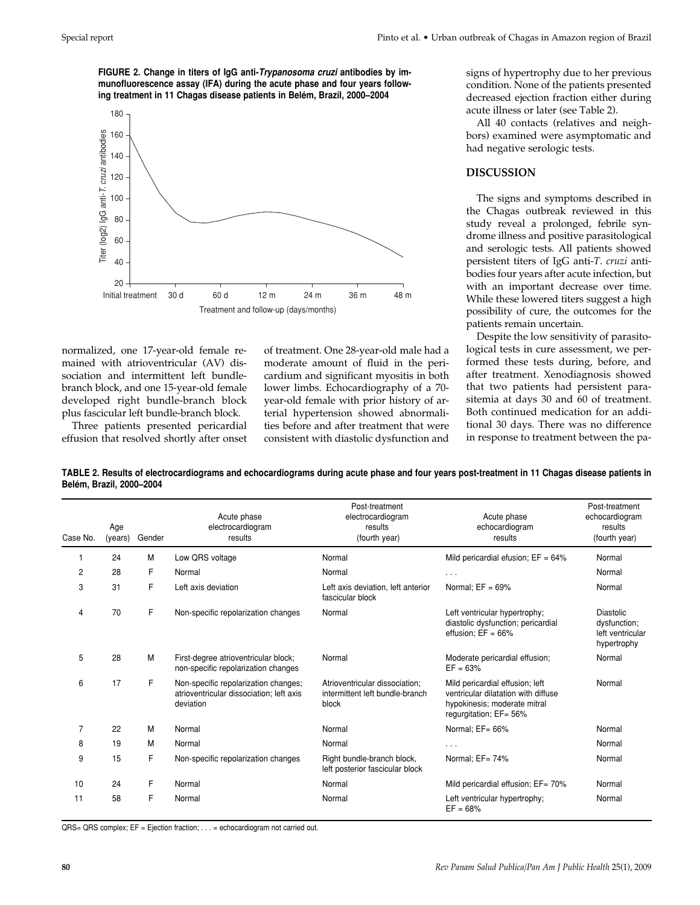**FIGURE 2. Change in titers of IgG anti-*Trypanosoma cruzi* antibodies by immunofluorescence assay (IFA) during the acute phase and four years following treatment in 11 Chagas disease patients in Belém, Brazil, 2000–2004**

normalized, one 17-year-old female remained with atrioventricular (AV) dissociation and intermittent left bundle-branch block, and one 15-year-old female developed right bundle-branch block plus fascicular left bundle-branch block.

Three patients presented pericardial effusion that resolved shortly after onset of treatment. One 28-year-old male had a moderate amount of fluid in the pericardium and significant myositis in both lower limbs. Echocardiography of a 70-year-old female with prior history of arterial hypertension showed abnormalities before and after treatment that were consistent with diastolic dysfunction and signs of hypertrophy due to her previous condition. None of the patients presented decreased ejection fraction either during acute illness or later (see Table 2).

All 40 contacts (relatives and neighbors) examined were asymptomatic and had negative serologic tests.

## DISCUSSION

The signs and symptoms described in the Chagas outbreak reviewed in this study reveal a prolonged, febrile syndrome illness and positive parasitological and serologic tests. All patients showed persistent titers of IgG anti-*T. cruzi* antibodies four years after acute infection, but with an important decrease over time. While these lowered titers suggest a high possibility of cure, the outcomes for the patients remain uncertain.

Despite the low sensitivity of parasitological tests in cure assessment, we performed these tests during, before, and after treatment. Xenodiagnosis showed that two patients had persistent parasitemia at days 30 and 60 of treatment. Both continued medication for an additional 30 days. There was no difference in response to treatment between the pa-

**TABLE 2. Results of electrocardiograms and echocardiograms during acute phase and four years post-treatment in 11 Chagas disease patients in Belém, Brazil, 2000–2004**

| Case No. | Age (years) | Gender | Acute phase electrocardiogram results | Post-treatment electrocardiogram results (fourth year) | Acute phase echocardiogram results | Post-treatment echocardiogram results (fourth year) |
|---|---|---|---|---|---|---|
| 1 | 24 | M | Low QRS voltage | Normal | Mild pericardial efusion; EF = 64% | Normal |
| 2 | 28 | F | Normal | Normal | . . . | Normal |
| 3 | 31 | F | Left axis deviation | Left axis deviation, left anterior fascicular block | Normal; EF = 69% | Normal |
| 4 | 70 | F | Non-specific repolarization changes | Normal | Left ventricular hypertrophy; diastolic dysfunction; pericardial effusion; EF = 66% | Diastolic dysfunction; left ventricular hypertrophy |
| 5 | 28 | M | First-degree atrioventricular block; non-specific repolarization changes | Normal | Moderate pericardial effusion; EF = 63% | Normal |
| 6 | 17 | F | Non-specific repolarization changes; atrioventricular dissociation; left axis deviation | Atrioventricular dissociation; intermittent left bundle-branch block | Mild pericardial effusion; left ventricular dilatation with diffuse hypokinesis; moderate mitral regurgitation; EF= 56% | Normal |
| 7 | 22 | M | Normal | Normal | Normal; EF= 66% | Normal |
| 8 | 19 | M | Normal | Normal | . . . | Normal |
| 9 | 15 | F | Non-specific repolarization changes | Right bundle-branch block, left posterior fascicular block | Normal; EF= 74% | Normal |
| 10 | 24 | F | Normal | Normal | Mild pericardial effusion; EF= 70% | Normal |
| 11 | 58 | F | Normal | Normal | Left ventricular hypertrophy; EF = 68% | Normal |

QRS= QRS complex; EF = Ejection fraction; . . . = echocardiogram not carried out.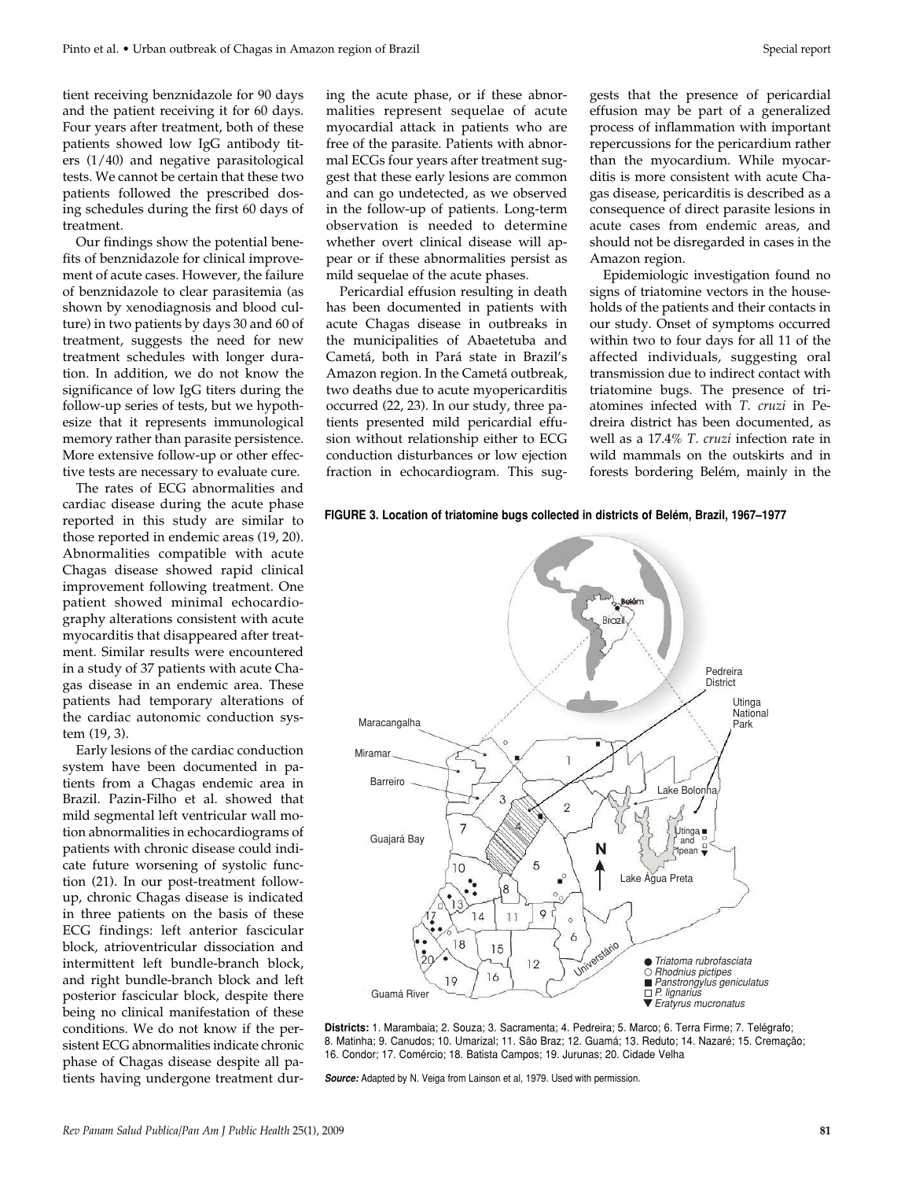tient receiving benznidazole for 90 days and the patient receiving it for 60 days. Four years after treatment, both of these patients showed low IgG antibody titers (1/40) and negative parasitological tests. We cannot be certain that these two patients followed the prescribed dosing schedules during the first 60 days of treatment.

Our findings show the potential benefits of benznidazole for clinical improvement of acute cases. However, the failure of benznidazole to clear parasitemia (as shown by xenodiagnosis and blood culture) in two patients by days 30 and 60 of treatment, suggests the need for new treatment schedules with longer duration. In addition, we do not know the significance of low IgG titers during the follow-up series of tests, but we hypothesize that it represents immunological memory rather than parasite persistence. More extensive follow-up or other effective tests are necessary to evaluate cure.

The rates of ECG abnormalities and cardiac disease during the acute phase reported in this study are similar to those reported in endemic areas (19, 20). Abnormalities compatible with acute Chagas disease showed rapid clinical improvement following treatment. One patient showed minimal echocardiography alterations consistent with acute myocarditis that disappeared after treatment. Similar results were encountered in a study of 37 patients with acute Chagas disease in an endemic area. These patients had temporary alterations of the cardiac autonomic conduction system (19, 3).

Early lesions of the cardiac conduction system have been documented in patients from a Chagas endemic area in Brazil. Pazin-Filho et al. showed that mild segmental left ventricular wall motion abnormalities in echocardiograms of patients with chronic disease could indicate future worsening of systolic function (21). In our post-treatment follow-up, chronic Chagas disease is indicated in three patients on the basis of these ECG findings: left anterior fascicular block, atrioventricular dissociation and intermittent left bundle-branch block, and right bundle-branch block and left posterior fascicular block, despite there being no clinical manifestation of these conditions. We do not know if the persistent ECG abnormalities indicate chronic phase of Chagas disease despite all patients having undergone treatment during the acute phase, or if these abnormalities represent sequelae of acute myocardial attack in patients who are free of the parasite. Patients with abnormal ECGs four years after treatment suggest that these early lesions are common and can go undetected, as we observed in the follow-up of patients. Long-term observation is needed to determine whether overt clinical disease will appear or if these abnormalities persist as mild sequelae of the acute phases.

Pericardial effusion resulting in death has been documented in patients with acute Chagas disease in outbreaks in the municipalities of Abaetetuba and Cametá, both in Pará state in Brazil's Amazon region. In the Cametá outbreak, two deaths due to acute myopericarditis occurred (22, 23). In our study, three patients presented mild pericardial effusion without relationship either to ECG conduction disturbances or low ejection fraction in echocardiogram. This suggests that the presence of pericardial effusion may be part of a generalized process of inflammation with important repercussions for the pericardium rather than the myocardium. While myocarditis is more consistent with acute Chagas disease, pericarditis is described as a consequence of direct parasite lesions in acute cases from endemic areas, and should not be disregarded in cases in the Amazon region.

Epidemiologic investigation found no signs of triatomine vectors in the households of the patients and their contacts in our study. Onset of symptoms occurred within two to four days for all 11 of the affected individuals, suggesting oral transmission due to indirect contact with triatomine bugs. The presence of triatomines infected with *T. cruzi* in Pedreira district has been documented, as well as a 17.4% *T. cruzi* infection rate in wild mammals on the outskirts and in forests bordering Belém, mainly in the

**FIGURE 3. Location of triatomine bugs collected in districts of Belém, Brazil, 1967–1977**

**Districts:** 1. Marambaia; 2. Souza; 3. Sacramenta; 4. Pedreira; 5. Marco; 6. Terra Firme; 7. Telégrafo; 8. Matinha; 9. Canudos; 10. Umarizal; 11. São Braz; 12. Guamá; 13. Reduto; 14. Nazaré; 15. Cremação; 16. Condor; 17. Comércio; 18. Batista Campos; 19. Jurunas; 20. Cidade Velha

***Source:*** Adapted by N. Veiga from Lainson et al, 1979. Used with permission.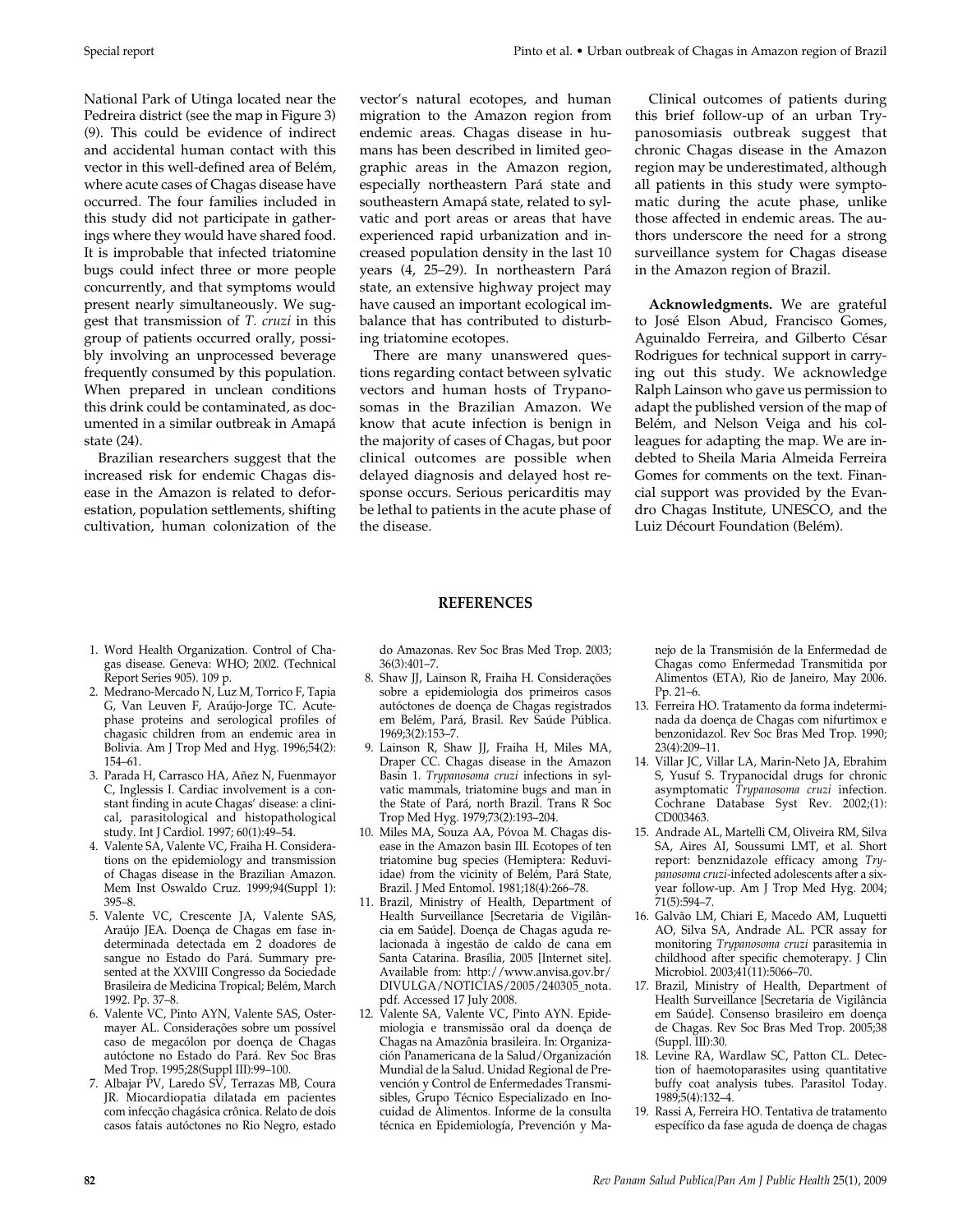National Park of Utinga located near the Pedreira district (see the map in Figure 3) (9). This could be evidence of indirect and accidental human contact with this vector in this well-defined area of Belém, where acute cases of Chagas disease have occurred. The four families included in this study did not participate in gatherings where they would have shared food. It is improbable that infected triatomine bugs could infect three or more people concurrently, and that symptoms would present nearly simultaneously. We suggest that transmission of *T. cruzi* in this group of patients occurred orally, possibly involving an unprocessed beverage frequently consumed by this population. When prepared in unclean conditions this drink could be contaminated, as documented in a similar outbreak in Amapá state (24).

Brazilian researchers suggest that the increased risk for endemic Chagas disease in the Amazon is related to deforestation, population settlements, shifting cultivation, human colonization of the vector's natural ecotopes, and human migration to the Amazon region from endemic areas. Chagas disease in humans has been described in limited geographic areas in the Amazon region, especially northeastern Pará state and southeastern Amapá state, related to sylvatic and port areas or areas that have experienced rapid urbanization and increased population density in the last 10 years (4, 25–29). In northeastern Pará state, an extensive highway project may have caused an important ecological imbalance that has contributed to disturbing triatomine ecotopes.

There are many unanswered questions regarding contact between sylvatic vectors and human hosts of Trypanosomas in the Brazilian Amazon. We know that acute infection is benign in the majority of cases of Chagas, but poor clinical outcomes are possible when delayed diagnosis and delayed host response occurs. Serious pericarditis may be lethal to patients in the acute phase of the disease.

Clinical outcomes of patients during this brief follow-up of an urban Trypanosomiasis outbreak suggest that chronic Chagas disease in the Amazon region may be underestimated, although all patients in this study were symptomatic during the acute phase, unlike those affected in endemic areas. The authors underscore the need for a strong surveillance system for Chagas disease in the Amazon region of Brazil.

**Acknowledgments.** We are grateful to José Elson Abud, Francisco Gomes, Aguinaldo Ferreira, and Gilberto César Rodrigues for technical support in carrying out this study. We acknowledge Ralph Lainson who gave us permission to adapt the published version of the map of Belém, and Nelson Veiga and his colleagues for adapting the map. We are indebted to Sheila Maria Almeida Ferreira Gomes for comments on the text. Financial support was provided by the Evandro Chagas Institute, UNESCO, and the Luiz Décourt Foundation (Belém).

## REFERENCES

1. Word Health Organization. Control of Chagas disease. Geneva: WHO; 2002. (Technical Report Series 905). 109 p.
2. Medrano-Mercado N, Luz M, Torrico F, Tapia G, Van Leuven F, Araújo-Jorge TC. Acute-phase proteins and serological profiles of chagasic children from an endemic area in Bolivia. Am J Trop Med and Hyg. 1996;54(2): 154–61.
3. Parada H, Carrasco HA, Añez N, Fuenmayor C, Inglessis I. Cardiac involvement is a constant finding in acute Chagas' disease: a clinical, parasitological and histopathological study. Int J Cardiol. 1997; 60(1):49–54.
4. Valente SA, Valente VC, Fraiha H. Considerations on the epidemiology and transmission of Chagas disease in the Brazilian Amazon. Mem Inst Oswaldo Cruz. 1999;94(Suppl 1): 395–8.
5. Valente VC, Crescente JA, Valente SAS, Araújo JEA. Doença de Chagas em fase indeterminada detectada em 2 doadores de sangue no Estado do Pará. Summary presented at the XXVIII Congresso da Sociedade Brasileira de Medicina Tropical; Belém, March 1992. Pp. 37–8.
6. Valente VC, Pinto AYN, Valente SAS, Ostermayer AL. Considerações sobre um possível caso de megacólon por doença de Chagas autóctone no Estado do Pará. Rev Soc Bras Med Trop. 1995;28(Suppl III):99–100.
7. Albajar PV, Laredo SV, Terrazas MB, Coura JR. Miocardiopatia dilatada em pacientes com infecção chagásica crônica. Relato de dois casos fatais autóctones no Rio Negro, estado do Amazonas. Rev Soc Bras Med Trop. 2003; 36(3):401–7.
8. Shaw JJ, Lainson R, Fraiha H. Considerações sobre a epidemiologia dos primeiros casos autóctones de doença de Chagas registrados em Belém, Pará, Brasil. Rev Saúde Pública. 1969;3(2):153–7.
9. Lainson R, Shaw JJ, Fraiha H, Miles MA, Draper CC. Chagas disease in the Amazon Basin 1. *Trypanosoma cruzi* infections in sylvatic mammals, triatomine bugs and man in the State of Pará, north Brazil. Trans R Soc Trop Med Hyg. 1979;73(2):193–204.
10. Miles MA, Souza AA, Póvoa M. Chagas disease in the Amazon basin III. Ecotopes of ten triatomine bug species (Hemiptera: Reduviidae) from the vicinity of Belém, Pará State, Brazil. J Med Entomol. 1981;18(4):266–78.
11. Brazil, Ministry of Health, Department of Health Surveillance [Secretaria de Vigilância em Saúde]. Doença de Chagas aguda relacionada à ingestão de caldo de cana em Santa Catarina. Brasília, 2005 [Internet site]. Available from: http://www.anvisa.gov.br/DIVULGA/NOTICIAS/2005/240305_nota.pdf. Accessed 17 July 2008.
12. Valente SA, Valente VC, Pinto AYN. Epidemiologia e transmissão oral da doença de Chagas na Amazônia brasileira. In: Organización Panamericana de la Salud/Organización Mundial de la Salud. Unidad Regional de Prevención y Control de Enfermedades Transmisibles, Grupo Técnico Especializado en Inocuidad de Alimentos. Informe de la consulta técnica en Epidemiología, Prevención y Manejo de la Transmisión de la Enfermedad de Chagas como Enfermedad Transmitida por Alimentos (ETA), Rio de Janeiro, May 2006. Pp. 21–6.
13. Ferreira HO. Tratamento da forma indeterminada da doença de Chagas com nifurtimox e benzonidazol. Rev Soc Bras Med Trop. 1990; 23(4):209–11.
14. Villar JC, Villar LA, Marin-Neto JA, Ebrahim S, Yusuf S. Trypanocidal drugs for chronic asymptomatic *Trypanosoma cruzi* infection. Cochrane Database Syst Rev. 2002;(1): CD003463.
15. Andrade AL, Martelli CM, Oliveira RM, Silva SA, Aires AI, Soussumi LMT, et al. Short report: benznidazole efficacy among *Trypanosoma cruzi*-infected adolescents after a six-year follow-up. Am J Trop Med Hyg. 2004; 71(5):594–7.
16. Galvão LM, Chiari E, Macedo AM, Luquetti AO, Silva SA, Andrade AL. PCR assay for monitoring *Trypanosoma cruzi* parasitemia in childhood after specific chemotherapy. J Clin Microbiol. 2003;41(11):5066–70.
17. Brazil, Ministry of Health, Department of Health Surveillance [Secretaria de Vigilância em Saúde]. Consenso brasileiro em doença de Chagas. Rev Soc Bras Med Trop. 2005;38 (Suppl. III):30.
18. Levine RA, Wardlaw SC, Patton CL. Detection of haemotoparasites using quantitative buffy coat analysis tubes. Parasitol Today. 1989;5(4):132–4.
19. Rassi A, Ferreira HO. Tentativa de tratamento específico da fase aguda de doença de chagas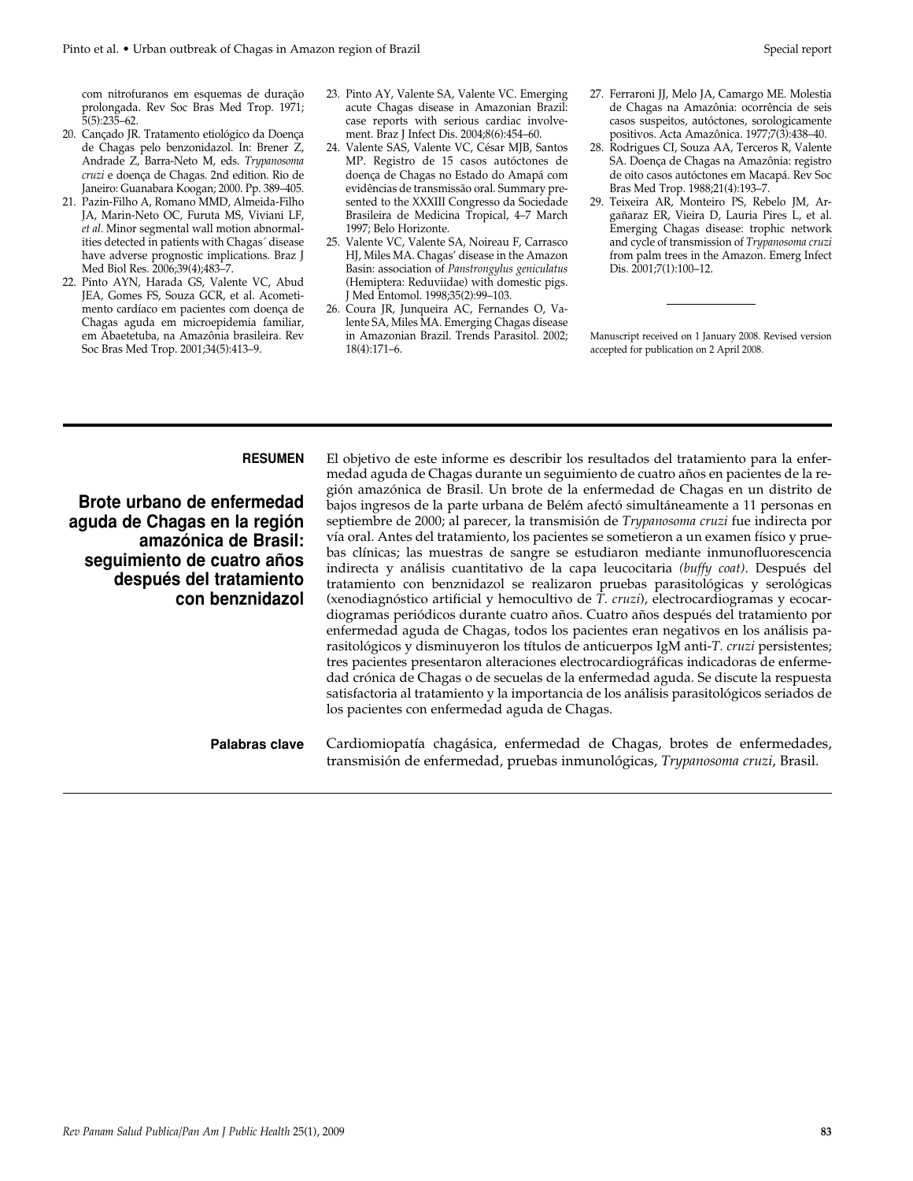com nitrofuranos em esquemas de duração prolongada. Rev Soc Bras Med Trop. 1971; 5(5):235–62.

20. Cançado JR. Tratamento etiológico da Doença de Chagas pelo benzonidazol. In: Brener Z, Andrade Z, Barra-Neto M, eds. *Trypanosoma cruzi* e doença de Chagas. 2nd edition. Rio de Janeiro: Guanabara Koogan; 2000. Pp. 389–405.
21. Pazin-Filho A, Romano MMD, Almeida-Filho JA, Marin-Neto OC, Furuta MS, Viviani LF, *et al*. Minor segmental wall motion abnormalities detected in patients with Chagas´ disease have adverse prognostic implications. Braz J Med Biol Res. 2006;39(4);483–7.
22. Pinto AYN, Harada GS, Valente VC, Abud JEA, Gomes FS, Souza GCR, et al. Acometimento cardíaco em pacientes com doença de Chagas aguda em microepidemia familiar, em Abaetetuba, na Amazônia brasileira. Rev Soc Bras Med Trop. 2001;34(5):413–9.
23. Pinto AY, Valente SA, Valente VC. Emerging acute Chagas disease in Amazonian Brazil: case reports with serious cardiac involvement. Braz J Infect Dis. 2004;8(6):454–60.
24. Valente SAS, Valente VC, César MJB, Santos MP. Registro de 15 casos autóctones de doença de Chagas no Estado do Amapá com evidências de transmissão oral. Summary presented to the XXXIII Congresso da Sociedade Brasileira de Medicina Tropical, 4–7 March 1997; Belo Horizonte.
25. Valente VC, Valente SA, Noireau F, Carrasco HJ, Miles MA. Chagas' disease in the Amazon Basin: association of *Panstrongylus geniculatus* (Hemiptera: Reduviidae) with domestic pigs. J Med Entomol. 1998;35(2):99–103.
26. Coura JR, Junqueira AC, Fernandes O, Valente SA, Miles MA. Emerging Chagas disease in Amazonian Brazil. Trends Parasitol. 2002; 18(4):171–6.
27. Ferraroni JJ, Melo JA, Camargo ME. Molestia de Chagas na Amazônia: ocorrência de seis casos suspeitos, autóctones, sorologicamente positivos. Acta Amazônica. 1977;7(3):438–40.
28. Rodrigues CI, Souza AA, Terceros R, Valente SA. Doença de Chagas na Amazônia: registro de oito casos autóctones em Macapá. Rev Soc Bras Med Trop. 1988;21(4):193–7.
29. Teixeira AR, Monteiro PS, Rebelo JM, Argañaraz ER, Vieira D, Lauria Pires L, et al. Emerging Chagas disease: trophic network and cycle of transmission of *Trypanosoma cruzi* from palm trees in the Amazon. Emerg Infect Dis. 2001;7(1):100–12.

Manuscript received on 1 January 2008. Revised version accepted for publication on 2 April 2008.

## RESUMEN

### Brote urbano de enfermedad aguda de Chagas en la región amazónica de Brasil: seguimiento de cuatro años después del tratamiento con benznidazol

El objetivo de este informe es describir los resultados del tratamiento para la enfermedad aguda de Chagas durante un seguimiento de cuatro años en pacientes de la región amazónica de Brasil. Un brote de la enfermedad de Chagas en un distrito de bajos ingresos de la parte urbana de Belém afectó simultáneamente a 11 personas en septiembre de 2000; al parecer, la transmisión de *Trypanosoma cruzi* fue indirecta por vía oral. Antes del tratamiento, los pacientes se sometieron a un examen físico y pruebas clínicas; las muestras de sangre se estudiaron mediante inmunofluorescencia indirecta y análisis cuantitativo de la capa leucocitaria *(buffy coat)*. Después del tratamiento con benznidazol se realizaron pruebas parasitológicas y serológicas (xenodiagnóstico artificial y hemocultivo de *T. cruzi*), electrocardiogramas y ecocardiogramas periódicos durante cuatro años. Cuatro años después del tratamiento por enfermedad aguda de Chagas, todos los pacientes eran negativos en los análisis parasitológicos y disminuyeron los títulos de anticuerpos IgM anti-*T. cruzi* persistentes; tres pacientes presentaron alteraciones electrocardiográficas indicadoras de enfermedad crónica de Chagas o de secuelas de la enfermedad aguda. Se discute la respuesta satisfactoria al tratamiento y la importancia de los análisis parasitológicos seriados de los pacientes con enfermedad aguda de Chagas.

**Palabras clave** Cardiomiopatía chagásica, enfermedad de Chagas, brotes de enfermedades, transmisión de enfermedad, pruebas inmunológicas, *Trypanosoma cruzi*, Brasil.